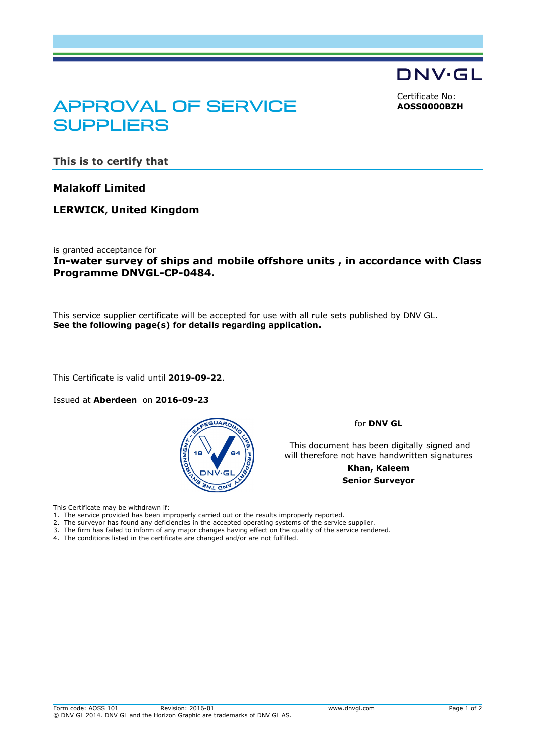DNV·GL

# APPROVAL OF SERVICE SUPPLIERS

Certificate No:
**AOSS0000BZH**

## This is to certify that

**Malakoff Limited**

**LERWICK, United Kingdom**

is granted acceptance for
**In-water survey of ships and mobile offshore units , in accordance with Class Programme DNVGL-CP-0484.**

This service supplier certificate will be accepted for use with all rule sets published by DNV GL.
**See the following page(s) for details regarding application.**

This Certificate is valid until **2019-09-22**.

Issued at **Aberdeen** on **2016-09-23**

for **DNV GL**

This document has been digitally signed and will therefore not have handwritten signatures

**Khan, Kaleem**
**Senior Surveyor**

This Certificate may be withdrawn if:

1. The service provided has been improperly carried out or the results improperly reported.
2. The surveyor has found any deficiencies in the accepted operating systems of the service supplier.
3. The firm has failed to inform of any major changes having effect on the quality of the service rendered.
4. The conditions listed in the certificate are changed and/or are not fulfilled.

Form code: AOSS 101 Revision: 2016-01 www.dnvgl.com
© DNV GL 2014. DNV GL and the Horizon Graphic are trademarks of DNV GL AS.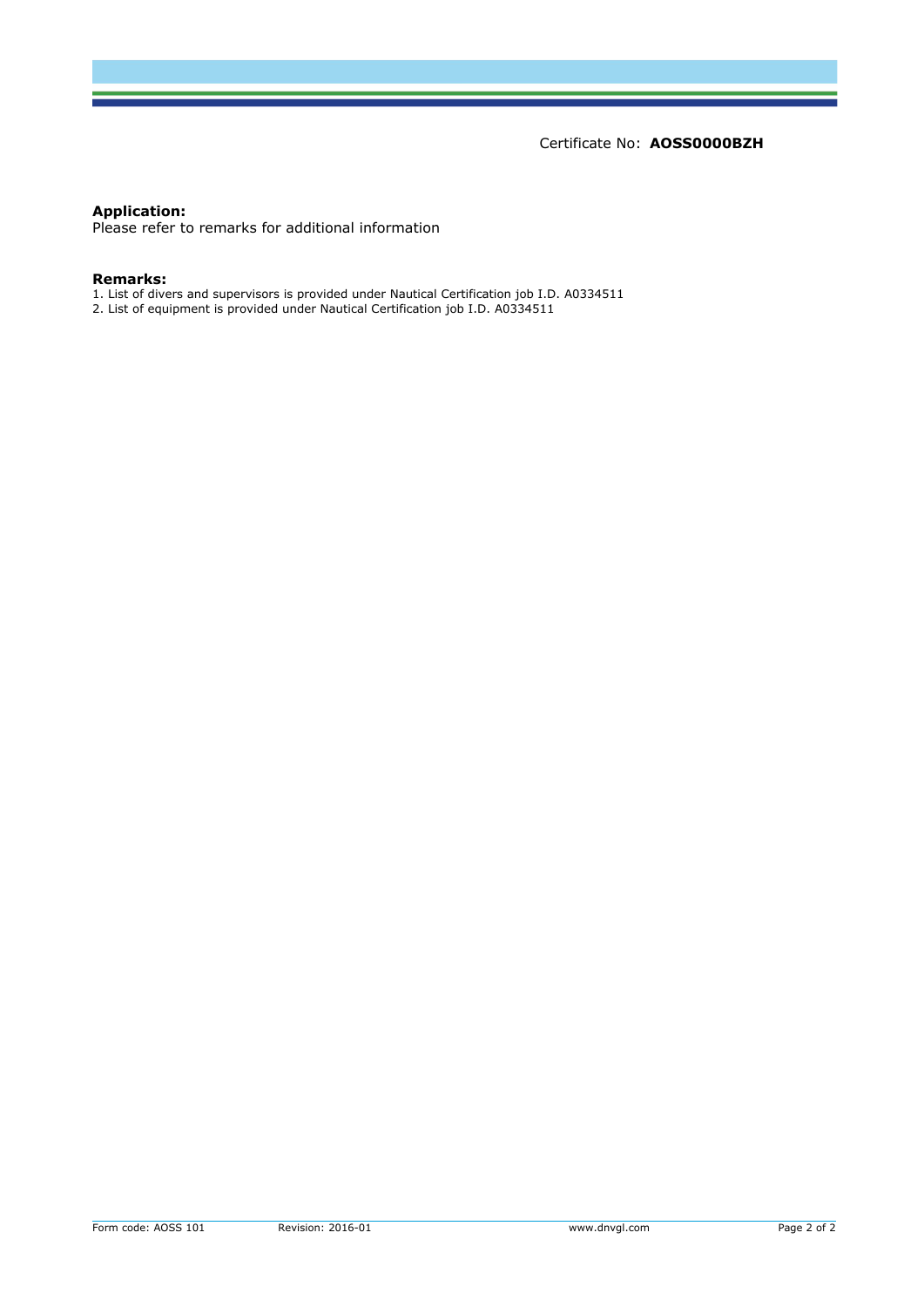Certificate No: **AOSS0000BZH**

**Application:**
Please refer to remarks for additional information

**Remarks:**
1. List of divers and supervisors is provided under Nautical Certification job I.D. A0334511
2. List of equipment is provided under Nautical Certification job I.D. A0334511